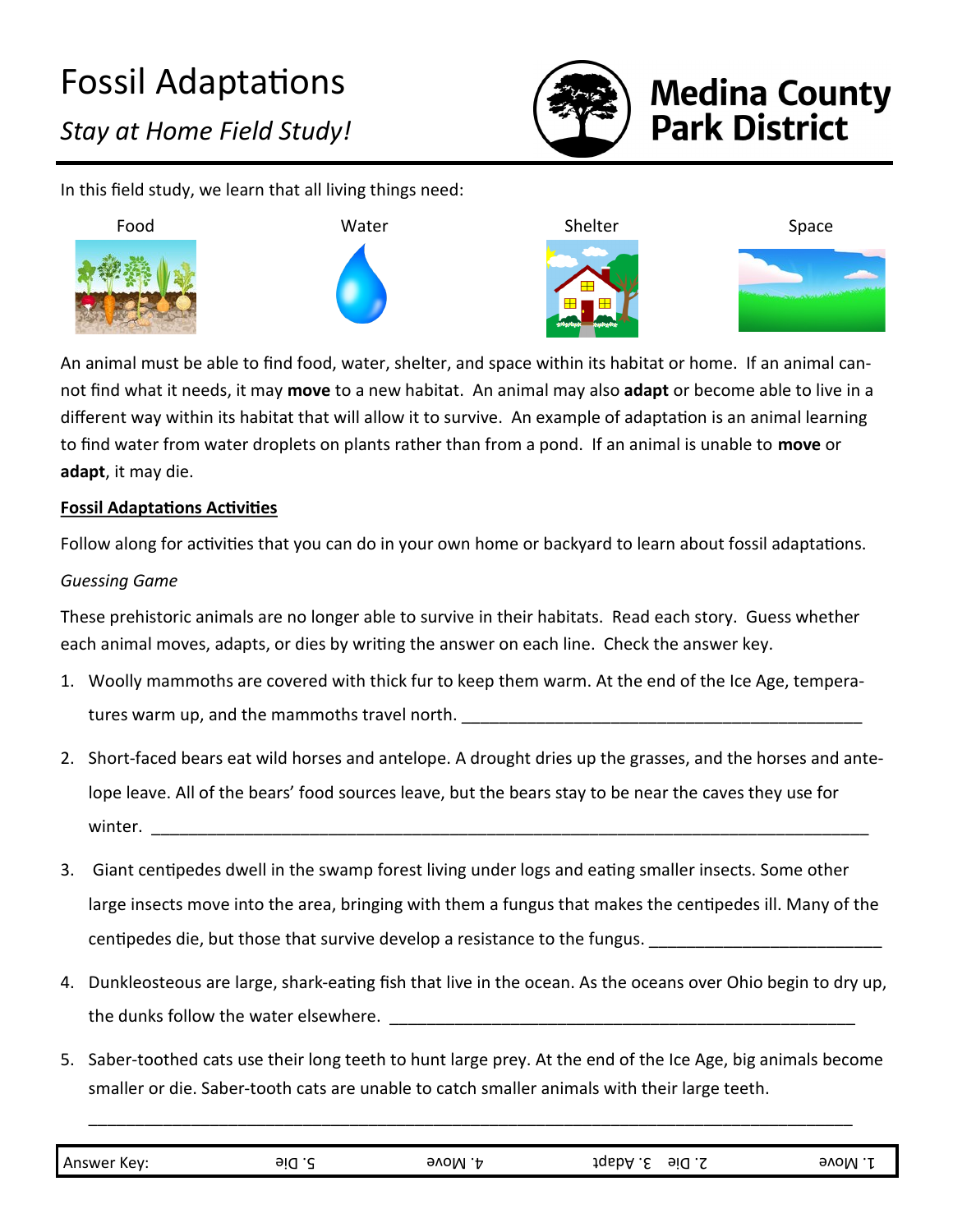# Fossil Adaptations

*Stay at Home Field Study!*

**Medina County Park District**

In this field study, we learn that all living things need:

Food    Water    Shelter    Space

An animal must be able to find food, water, shelter, and space within its habitat or home. If an animal cannot find what it needs, it may **move** to a new habitat. An animal may also **adapt** or become able to live in a different way within its habitat that will allow it to survive. An example of adaptation is an animal learning to find water from water droplets on plants rather than from a pond. If an animal is unable to **move** or **adapt**, it may die.

**Fossil Adaptations Activities**

Follow along for activities that you can do in your own home or backyard to learn about fossil adaptations.

*Guessing Game*

These prehistoric animals are no longer able to survive in their habitats. Read each story. Guess whether each animal moves, adapts, or dies by writing the answer on each line. Check the answer key.

1. Woolly mammoths are covered with thick fur to keep them warm. At the end of the Ice Age, temperatures warm up, and the mammoths travel north. ________________________________________

2. Short-faced bears eat wild horses and antelope. A drought dries up the grasses, and the horses and antelope leave. All of the bears' food sources leave, but the bears stay to be near the caves they use for winter. ________________________________________

3. Giant centipedes dwell in the swamp forest living under logs and eating smaller insects. Some other large insects move into the area, bringing with them a fungus that makes the centipedes ill. Many of the centipedes die, but those that survive develop a resistance to the fungus. ________________________

4. Dunkleosteous are large, shark-eating fish that live in the ocean. As the oceans over Ohio begin to dry up, the dunks follow the water elsewhere. ________________________________________

5. Saber-toothed cats use their long teeth to hunt large prey. At the end of the Ice Age, big animals become smaller or die. Saber-tooth cats are unable to catch smaller animals with their large teeth.

________________________________________

Answer Key: 1. Move 2. Die 3. Adapt 4. Move 5. Die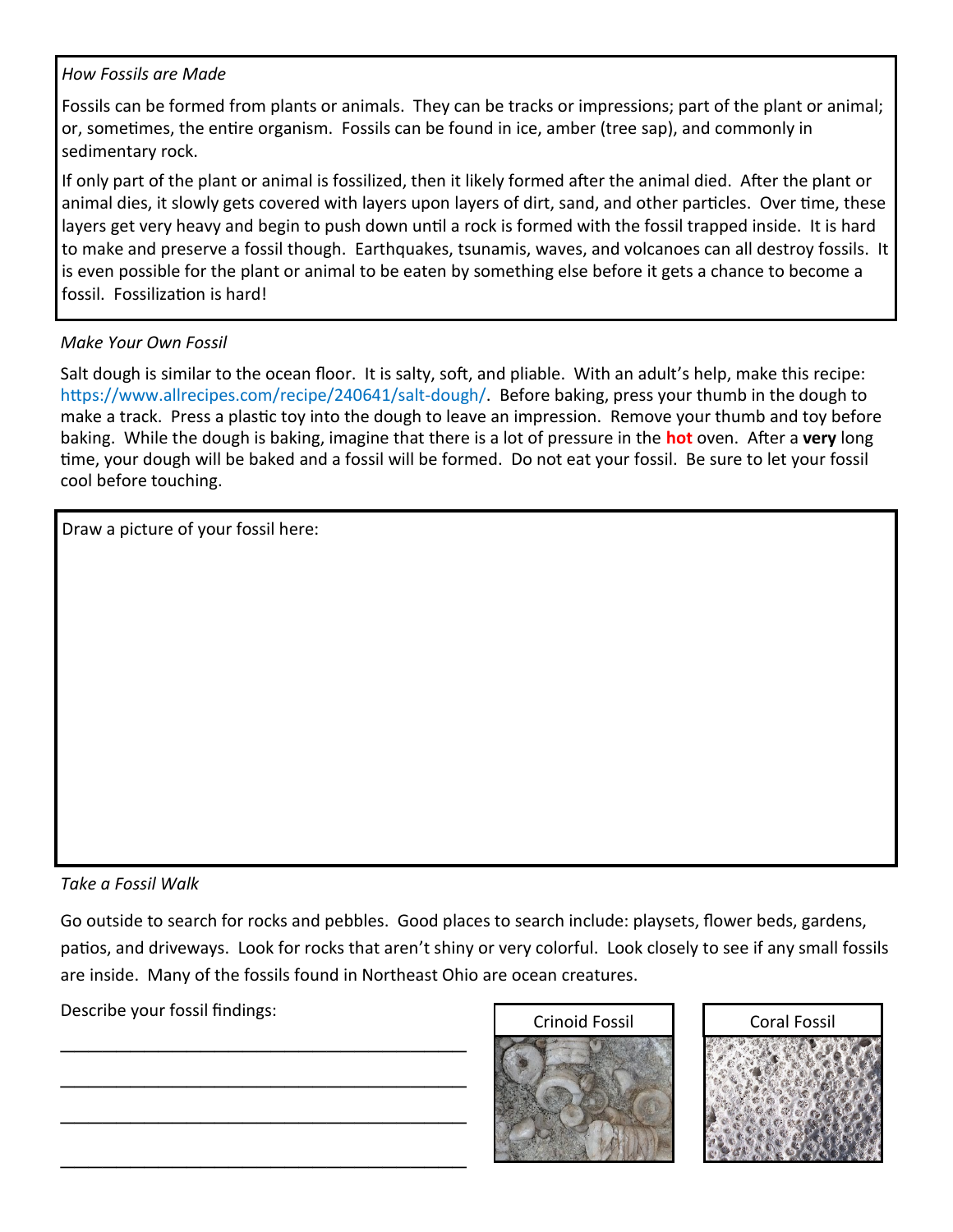*How Fossils are Made*

Fossils can be formed from plants or animals. They can be tracks or impressions; part of the plant or animal; or, sometimes, the entire organism. Fossils can be found in ice, amber (tree sap), and commonly in sedimentary rock.

If only part of the plant or animal is fossilized, then it likely formed after the animal died. After the plant or animal dies, it slowly gets covered with layers upon layers of dirt, sand, and other particles. Over time, these layers get very heavy and begin to push down until a rock is formed with the fossil trapped inside. It is hard to make and preserve a fossil though. Earthquakes, tsunamis, waves, and volcanoes can all destroy fossils. It is even possible for the plant or animal to be eaten by something else before it gets a chance to become a fossil. Fossilization is hard!

*Make Your Own Fossil*

Salt dough is similar to the ocean floor. It is salty, soft, and pliable. With an adult's help, make this recipe: https://www.allrecipes.com/recipe/240641/salt-dough/. Before baking, press your thumb in the dough to make a track. Press a plastic toy into the dough to leave an impression. Remove your thumb and toy before baking. While the dough is baking, imagine that there is a lot of pressure in the **hot** oven. After a **very** long time, your dough will be baked and a fossil will be formed. Do not eat your fossil. Be sure to let your fossil cool before touching.

Draw a picture of your fossil here:

*Take a Fossil Walk*

Go outside to search for rocks and pebbles. Good places to search include: playsets, flower beds, gardens, patios, and driveways. Look for rocks that aren't shiny or very colorful. Look closely to see if any small fossils are inside. Many of the fossils found in Northeast Ohio are ocean creatures.

Describe your fossil findings:

\_\_\_\_\_\_\_\_\_\_\_\_\_\_\_\_\_\_\_\_\_\_\_\_\_\_\_\_\_\_\_\_\_\_\_\_\_\_\_\_

\_\_\_\_\_\_\_\_\_\_\_\_\_\_\_\_\_\_\_\_\_\_\_\_\_\_\_\_\_\_\_\_\_\_\_\_\_\_\_\_

\_\_\_\_\_\_\_\_\_\_\_\_\_\_\_\_\_\_\_\_\_\_\_\_\_\_\_\_\_\_\_\_\_\_\_\_\_\_\_\_

\_\_\_\_\_\_\_\_\_\_\_\_\_\_\_\_\_\_\_\_\_\_\_\_\_\_\_\_\_\_\_\_\_\_\_\_\_\_\_\_

Crinoid Fossil

Coral Fossil